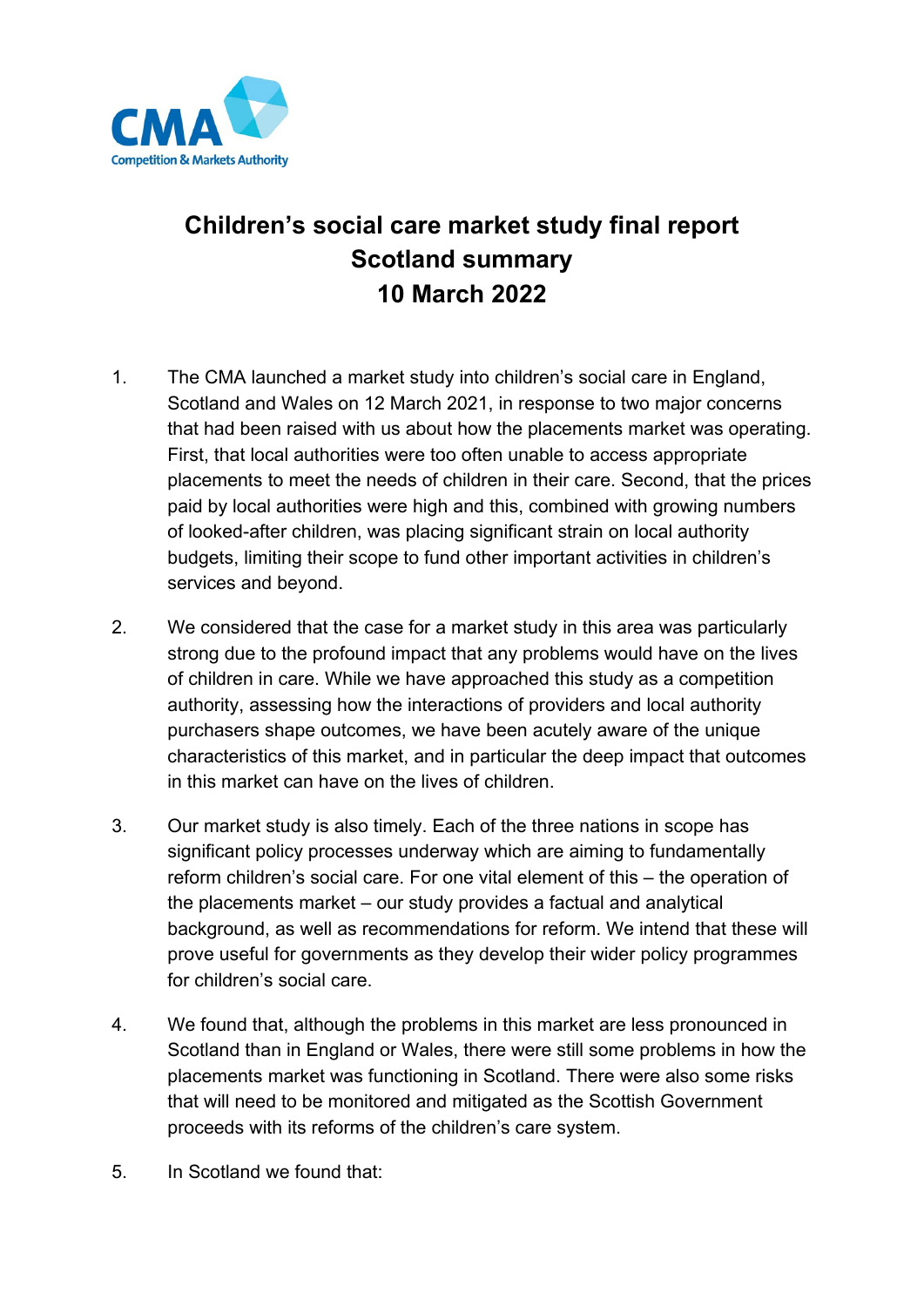# Children's social care market study final report Scotland summary 10 March 2022

1. The CMA launched a market study into children's social care in England, Scotland and Wales on 12 March 2021, in response to two major concerns that had been raised with us about how the placements market was operating. First, that local authorities were too often unable to access appropriate placements to meet the needs of children in their care. Second, that the prices paid by local authorities were high and this, combined with growing numbers of looked-after children, was placing significant strain on local authority budgets, limiting their scope to fund other important activities in children's services and beyond.

2. We considered that the case for a market study in this area was particularly strong due to the profound impact that any problems would have on the lives of children in care. While we have approached this study as a competition authority, assessing how the interactions of providers and local authority purchasers shape outcomes, we have been acutely aware of the unique characteristics of this market, and in particular the deep impact that outcomes in this market can have on the lives of children.

3. Our market study is also timely. Each of the three nations in scope has significant policy processes underway which are aiming to fundamentally reform children's social care. For one vital element of this – the operation of the placements market – our study provides a factual and analytical background, as well as recommendations for reform. We intend that these will prove useful for governments as they develop their wider policy programmes for children's social care.

4. We found that, although the problems in this market are less pronounced in Scotland than in England or Wales, there were still some problems in how the placements market was functioning in Scotland. There were also some risks that will need to be monitored and mitigated as the Scottish Government proceeds with its reforms of the children's care system.

5. In Scotland we found that: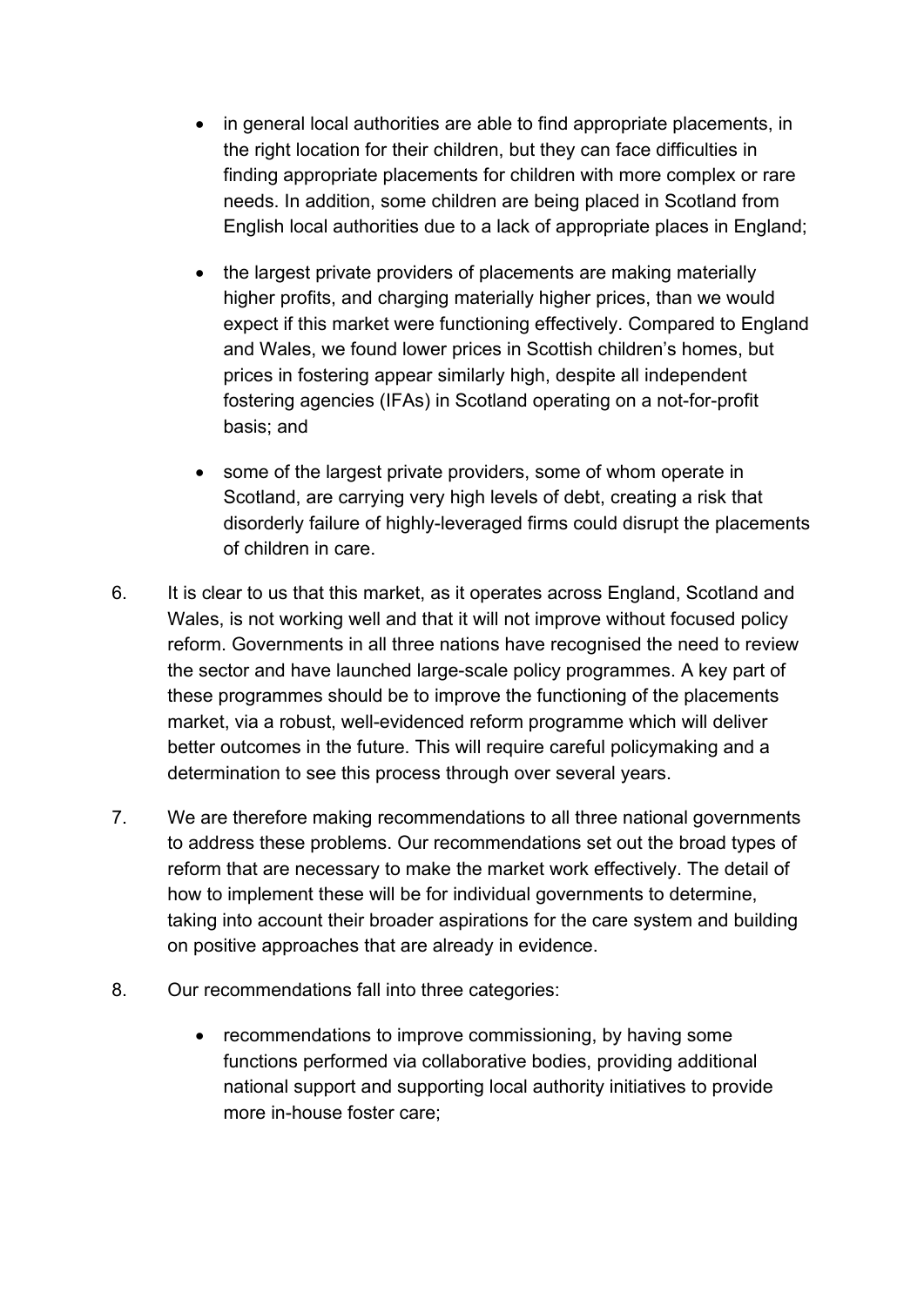- in general local authorities are able to find appropriate placements, in the right location for their children, but they can face difficulties in finding appropriate placements for children with more complex or rare needs. In addition, some children are being placed in Scotland from English local authorities due to a lack of appropriate places in England;

- the largest private providers of placements are making materially higher profits, and charging materially higher prices, than we would expect if this market were functioning effectively. Compared to England and Wales, we found lower prices in Scottish children's homes, but prices in fostering appear similarly high, despite all independent fostering agencies (IFAs) in Scotland operating on a not-for-profit basis; and

- some of the largest private providers, some of whom operate in Scotland, are carrying very high levels of debt, creating a risk that disorderly failure of highly-leveraged firms could disrupt the placements of children in care.

6. It is clear to us that this market, as it operates across England, Scotland and Wales, is not working well and that it will not improve without focused policy reform. Governments in all three nations have recognised the need to review the sector and have launched large-scale policy programmes. A key part of these programmes should be to improve the functioning of the placements market, via a robust, well-evidenced reform programme which will deliver better outcomes in the future. This will require careful policymaking and a determination to see this process through over several years.

7. We are therefore making recommendations to all three national governments to address these problems. Our recommendations set out the broad types of reform that are necessary to make the market work effectively. The detail of how to implement these will be for individual governments to determine, taking into account their broader aspirations for the care system and building on positive approaches that are already in evidence.

8. Our recommendations fall into three categories:

   - recommendations to improve commissioning, by having some functions performed via collaborative bodies, providing additional national support and supporting local authority initiatives to provide more in-house foster care;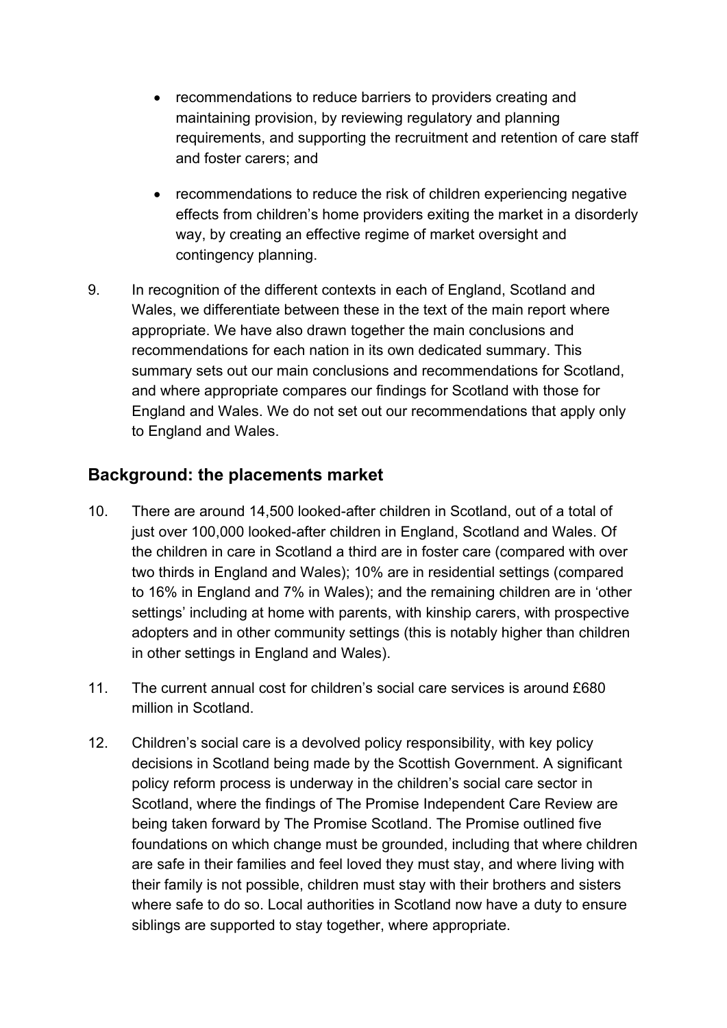- recommendations to reduce barriers to providers creating and maintaining provision, by reviewing regulatory and planning requirements, and supporting the recruitment and retention of care staff and foster carers; and
- recommendations to reduce the risk of children experiencing negative effects from children's home providers exiting the market in a disorderly way, by creating an effective regime of market oversight and contingency planning.

9. In recognition of the different contexts in each of England, Scotland and Wales, we differentiate between these in the text of the main report where appropriate. We have also drawn together the main conclusions and recommendations for each nation in its own dedicated summary. This summary sets out our main conclusions and recommendations for Scotland, and where appropriate compares our findings for Scotland with those for England and Wales. We do not set out our recommendations that apply only to England and Wales.

## Background: the placements market

10. There are around 14,500 looked-after children in Scotland, out of a total of just over 100,000 looked-after children in England, Scotland and Wales. Of the children in care in Scotland a third are in foster care (compared with over two thirds in England and Wales); 10% are in residential settings (compared to 16% in England and 7% in Wales); and the remaining children are in 'other settings' including at home with parents, with kinship carers, with prospective adopters and in other community settings (this is notably higher than children in other settings in England and Wales).

11. The current annual cost for children's social care services is around £680 million in Scotland.

12. Children's social care is a devolved policy responsibility, with key policy decisions in Scotland being made by the Scottish Government. A significant policy reform process is underway in the children's social care sector in Scotland, where the findings of The Promise Independent Care Review are being taken forward by The Promise Scotland. The Promise outlined five foundations on which change must be grounded, including that where children are safe in their families and feel loved they must stay, and where living with their family is not possible, children must stay with their brothers and sisters where safe to do so. Local authorities in Scotland now have a duty to ensure siblings are supported to stay together, where appropriate.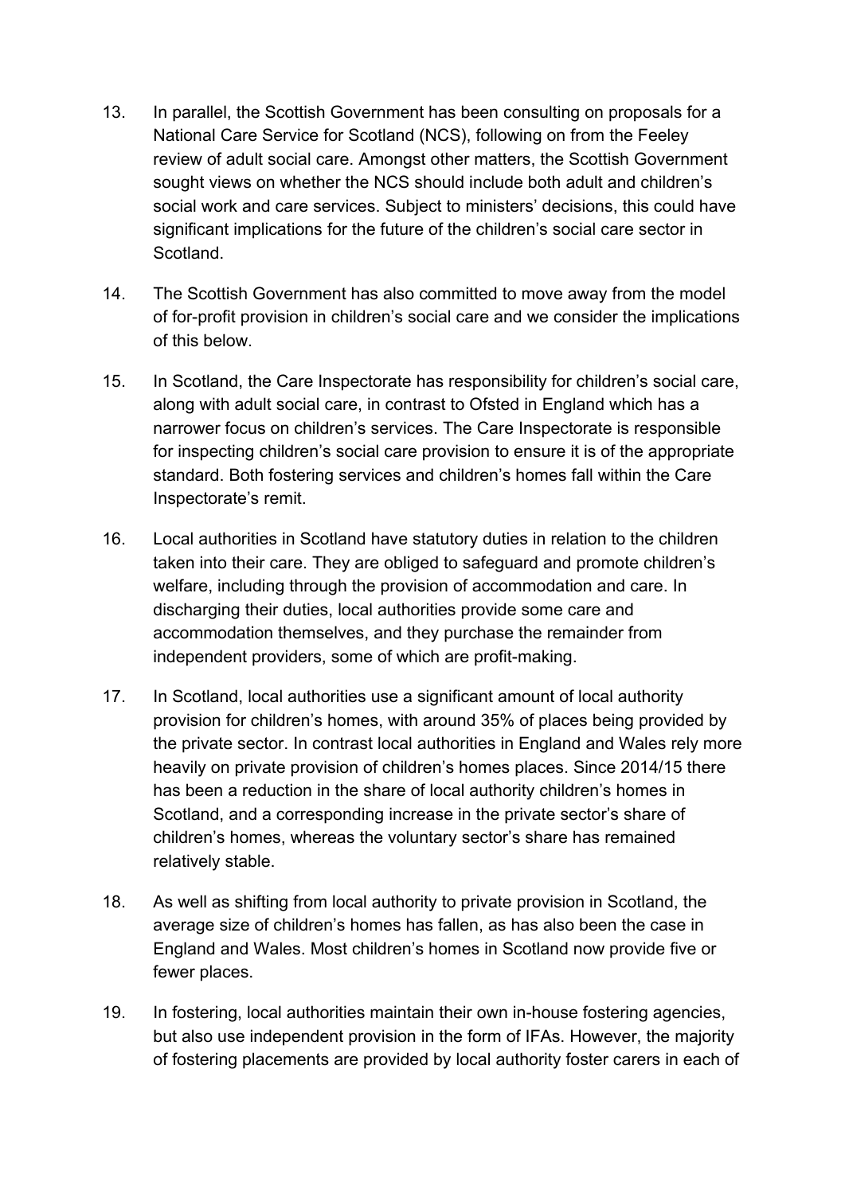13. In parallel, the Scottish Government has been consulting on proposals for a National Care Service for Scotland (NCS), following on from the Feeley review of adult social care. Amongst other matters, the Scottish Government sought views on whether the NCS should include both adult and children's social work and care services. Subject to ministers' decisions, this could have significant implications for the future of the children's social care sector in Scotland.

14. The Scottish Government has also committed to move away from the model of for-profit provision in children's social care and we consider the implications of this below.

15. In Scotland, the Care Inspectorate has responsibility for children's social care, along with adult social care, in contrast to Ofsted in England which has a narrower focus on children's services. The Care Inspectorate is responsible for inspecting children's social care provision to ensure it is of the appropriate standard. Both fostering services and children's homes fall within the Care Inspectorate's remit.

16. Local authorities in Scotland have statutory duties in relation to the children taken into their care. They are obliged to safeguard and promote children's welfare, including through the provision of accommodation and care. In discharging their duties, local authorities provide some care and accommodation themselves, and they purchase the remainder from independent providers, some of which are profit-making.

17. In Scotland, local authorities use a significant amount of local authority provision for children's homes, with around 35% of places being provided by the private sector. In contrast local authorities in England and Wales rely more heavily on private provision of children's homes places. Since 2014/15 there has been a reduction in the share of local authority children's homes in Scotland, and a corresponding increase in the private sector's share of children's homes, whereas the voluntary sector's share has remained relatively stable.

18. As well as shifting from local authority to private provision in Scotland, the average size of children's homes has fallen, as has also been the case in England and Wales. Most children's homes in Scotland now provide five or fewer places.

19. In fostering, local authorities maintain their own in-house fostering agencies, but also use independent provision in the form of IFAs. However, the majority of fostering placements are provided by local authority foster carers in each of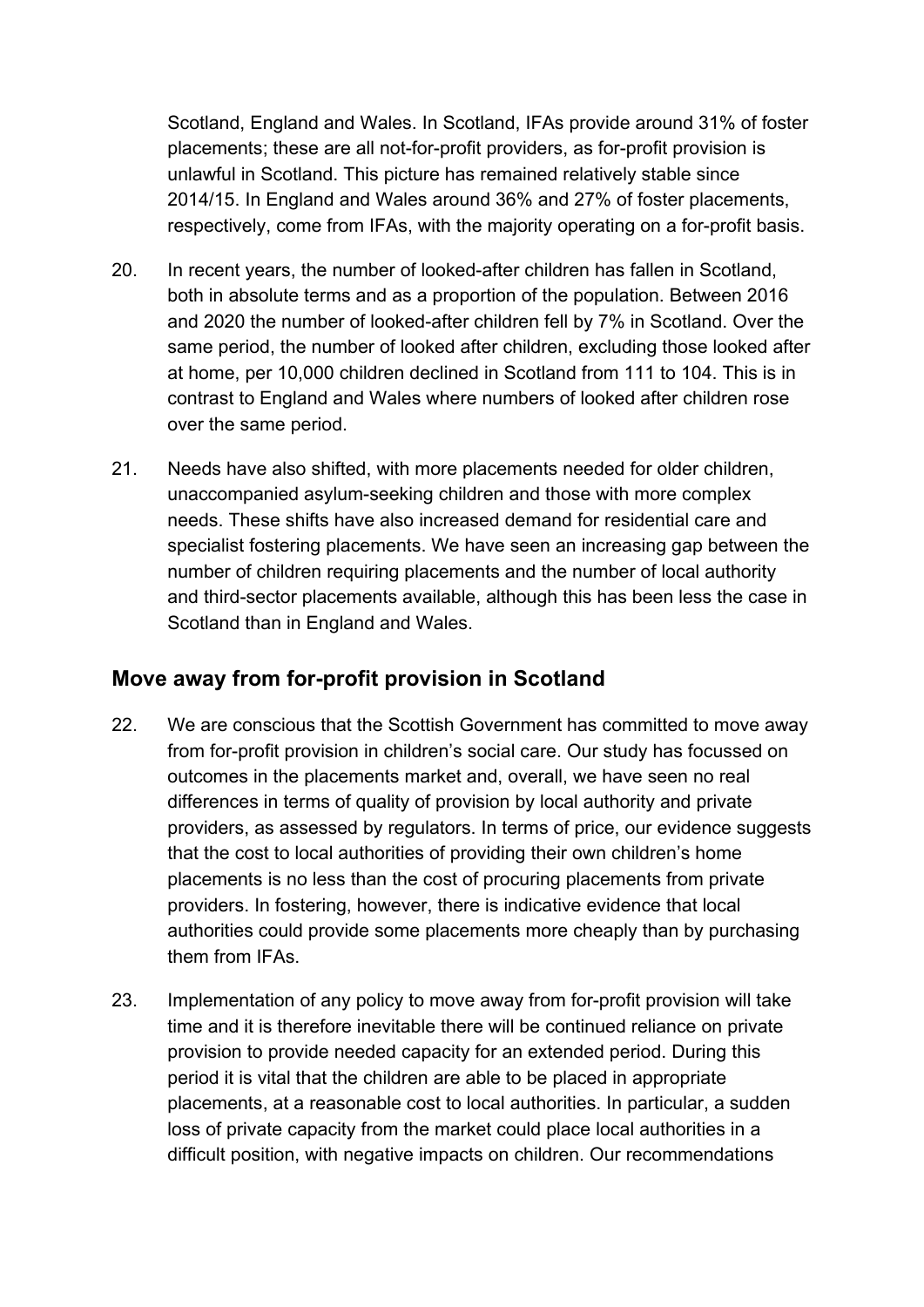Scotland, England and Wales. In Scotland, IFAs provide around 31% of foster placements; these are all not-for-profit providers, as for-profit provision is unlawful in Scotland. This picture has remained relatively stable since 2014/15. In England and Wales around 36% and 27% of foster placements, respectively, come from IFAs, with the majority operating on a for-profit basis.

20. In recent years, the number of looked-after children has fallen in Scotland, both in absolute terms and as a proportion of the population. Between 2016 and 2020 the number of looked-after children fell by 7% in Scotland. Over the same period, the number of looked after children, excluding those looked after at home, per 10,000 children declined in Scotland from 111 to 104. This is in contrast to England and Wales where numbers of looked after children rose over the same period.

21. Needs have also shifted, with more placements needed for older children, unaccompanied asylum-seeking children and those with more complex needs. These shifts have also increased demand for residential care and specialist fostering placements. We have seen an increasing gap between the number of children requiring placements and the number of local authority and third-sector placements available, although this has been less the case in Scotland than in England and Wales.

## Move away from for-profit provision in Scotland

22. We are conscious that the Scottish Government has committed to move away from for-profit provision in children's social care. Our study has focussed on outcomes in the placements market and, overall, we have seen no real differences in terms of quality of provision by local authority and private providers, as assessed by regulators. In terms of price, our evidence suggests that the cost to local authorities of providing their own children's home placements is no less than the cost of procuring placements from private providers. In fostering, however, there is indicative evidence that local authorities could provide some placements more cheaply than by purchasing them from IFAs.

23. Implementation of any policy to move away from for-profit provision will take time and it is therefore inevitable there will be continued reliance on private provision to provide needed capacity for an extended period. During this period it is vital that the children are able to be placed in appropriate placements, at a reasonable cost to local authorities. In particular, a sudden loss of private capacity from the market could place local authorities in a difficult position, with negative impacts on children. Our recommendations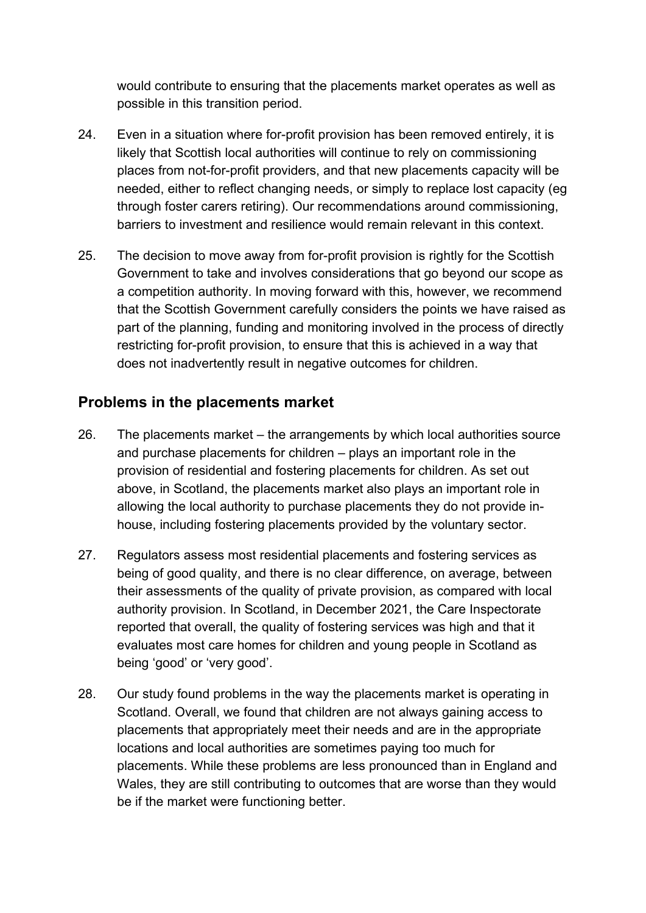would contribute to ensuring that the placements market operates as well as possible in this transition period.

24. Even in a situation where for-profit provision has been removed entirely, it is likely that Scottish local authorities will continue to rely on commissioning places from not-for-profit providers, and that new placements capacity will be needed, either to reflect changing needs, or simply to replace lost capacity (eg through foster carers retiring). Our recommendations around commissioning, barriers to investment and resilience would remain relevant in this context.

25. The decision to move away from for-profit provision is rightly for the Scottish Government to take and involves considerations that go beyond our scope as a competition authority. In moving forward with this, however, we recommend that the Scottish Government carefully considers the points we have raised as part of the planning, funding and monitoring involved in the process of directly restricting for-profit provision, to ensure that this is achieved in a way that does not inadvertently result in negative outcomes for children.

## Problems in the placements market

26. The placements market – the arrangements by which local authorities source and purchase placements for children – plays an important role in the provision of residential and fostering placements for children. As set out above, in Scotland, the placements market also plays an important role in allowing the local authority to purchase placements they do not provide in-house, including fostering placements provided by the voluntary sector.

27. Regulators assess most residential placements and fostering services as being of good quality, and there is no clear difference, on average, between their assessments of the quality of private provision, as compared with local authority provision. In Scotland, in December 2021, the Care Inspectorate reported that overall, the quality of fostering services was high and that it evaluates most care homes for children and young people in Scotland as being 'good' or 'very good'.

28. Our study found problems in the way the placements market is operating in Scotland. Overall, we found that children are not always gaining access to placements that appropriately meet their needs and are in the appropriate locations and local authorities are sometimes paying too much for placements. While these problems are less pronounced than in England and Wales, they are still contributing to outcomes that are worse than they would be if the market were functioning better.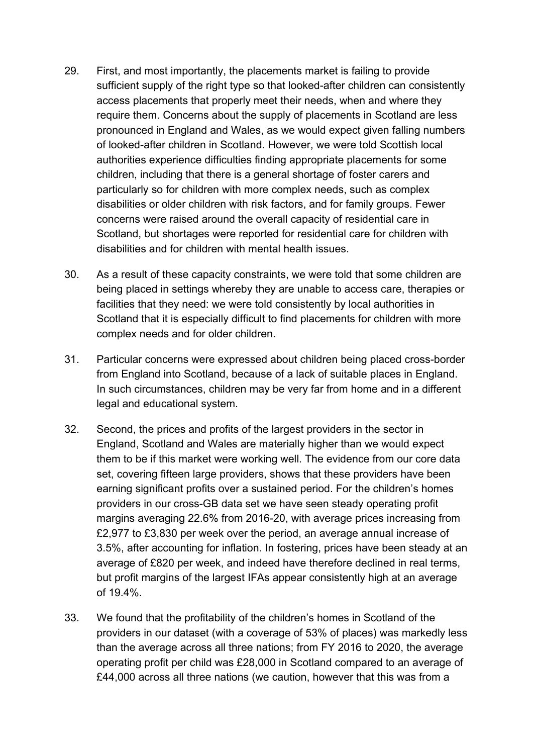29. First, and most importantly, the placements market is failing to provide sufficient supply of the right type so that looked-after children can consistently access placements that properly meet their needs, when and where they require them. Concerns about the supply of placements in Scotland are less pronounced in England and Wales, as we would expect given falling numbers of looked-after children in Scotland. However, we were told Scottish local authorities experience difficulties finding appropriate placements for some children, including that there is a general shortage of foster carers and particularly so for children with more complex needs, such as complex disabilities or older children with risk factors, and for family groups. Fewer concerns were raised around the overall capacity of residential care in Scotland, but shortages were reported for residential care for children with disabilities and for children with mental health issues.

30. As a result of these capacity constraints, we were told that some children are being placed in settings whereby they are unable to access care, therapies or facilities that they need: we were told consistently by local authorities in Scotland that it is especially difficult to find placements for children with more complex needs and for older children.

31. Particular concerns were expressed about children being placed cross-border from England into Scotland, because of a lack of suitable places in England. In such circumstances, children may be very far from home and in a different legal and educational system.

32. Second, the prices and profits of the largest providers in the sector in England, Scotland and Wales are materially higher than we would expect them to be if this market were working well. The evidence from our core data set, covering fifteen large providers, shows that these providers have been earning significant profits over a sustained period. For the children's homes providers in our cross-GB data set we have seen steady operating profit margins averaging 22.6% from 2016-20, with average prices increasing from £2,977 to £3,830 per week over the period, an average annual increase of 3.5%, after accounting for inflation. In fostering, prices have been steady at an average of £820 per week, and indeed have therefore declined in real terms, but profit margins of the largest IFAs appear consistently high at an average of 19.4%.

33. We found that the profitability of the children's homes in Scotland of the providers in our dataset (with a coverage of 53% of places) was markedly less than the average across all three nations; from FY 2016 to 2020, the average operating profit per child was £28,000 in Scotland compared to an average of £44,000 across all three nations (we caution, however that this was from a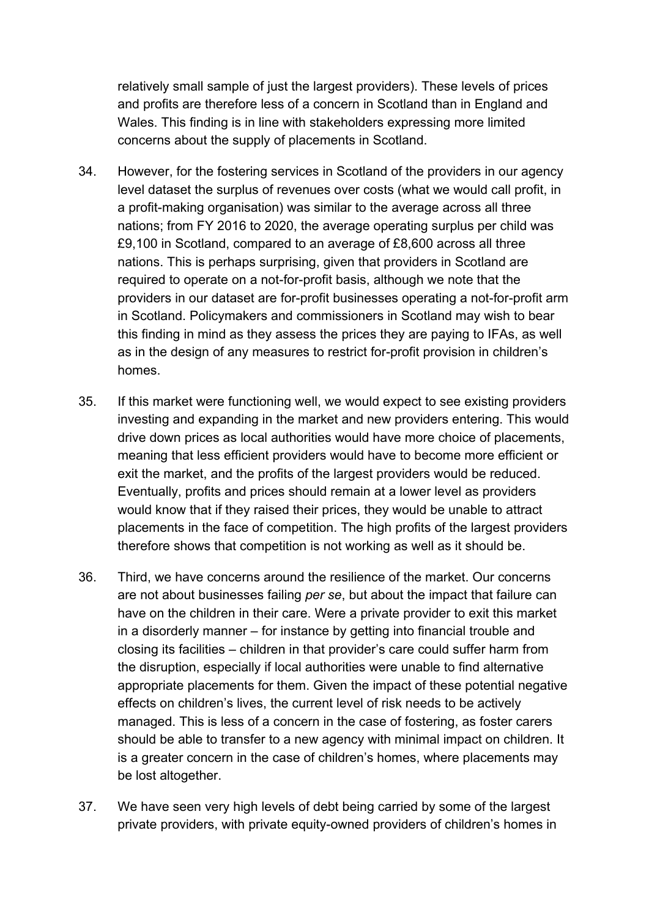relatively small sample of just the largest providers). These levels of prices and profits are therefore less of a concern in Scotland than in England and Wales. This finding is in line with stakeholders expressing more limited concerns about the supply of placements in Scotland.

34. However, for the fostering services in Scotland of the providers in our agency level dataset the surplus of revenues over costs (what we would call profit, in a profit-making organisation) was similar to the average across all three nations; from FY 2016 to 2020, the average operating surplus per child was £9,100 in Scotland, compared to an average of £8,600 across all three nations. This is perhaps surprising, given that providers in Scotland are required to operate on a not-for-profit basis, although we note that the providers in our dataset are for-profit businesses operating a not-for-profit arm in Scotland. Policymakers and commissioners in Scotland may wish to bear this finding in mind as they assess the prices they are paying to IFAs, as well as in the design of any measures to restrict for-profit provision in children's homes.

35. If this market were functioning well, we would expect to see existing providers investing and expanding in the market and new providers entering. This would drive down prices as local authorities would have more choice of placements, meaning that less efficient providers would have to become more efficient or exit the market, and the profits of the largest providers would be reduced. Eventually, profits and prices should remain at a lower level as providers would know that if they raised their prices, they would be unable to attract placements in the face of competition. The high profits of the largest providers therefore shows that competition is not working as well as it should be.

36. Third, we have concerns around the resilience of the market. Our concerns are not about businesses failing *per se*, but about the impact that failure can have on the children in their care. Were a private provider to exit this market in a disorderly manner – for instance by getting into financial trouble and closing its facilities – children in that provider's care could suffer harm from the disruption, especially if local authorities were unable to find alternative appropriate placements for them. Given the impact of these potential negative effects on children's lives, the current level of risk needs to be actively managed. This is less of a concern in the case of fostering, as foster carers should be able to transfer to a new agency with minimal impact on children. It is a greater concern in the case of children's homes, where placements may be lost altogether.

37. We have seen very high levels of debt being carried by some of the largest private providers, with private equity-owned providers of children's homes in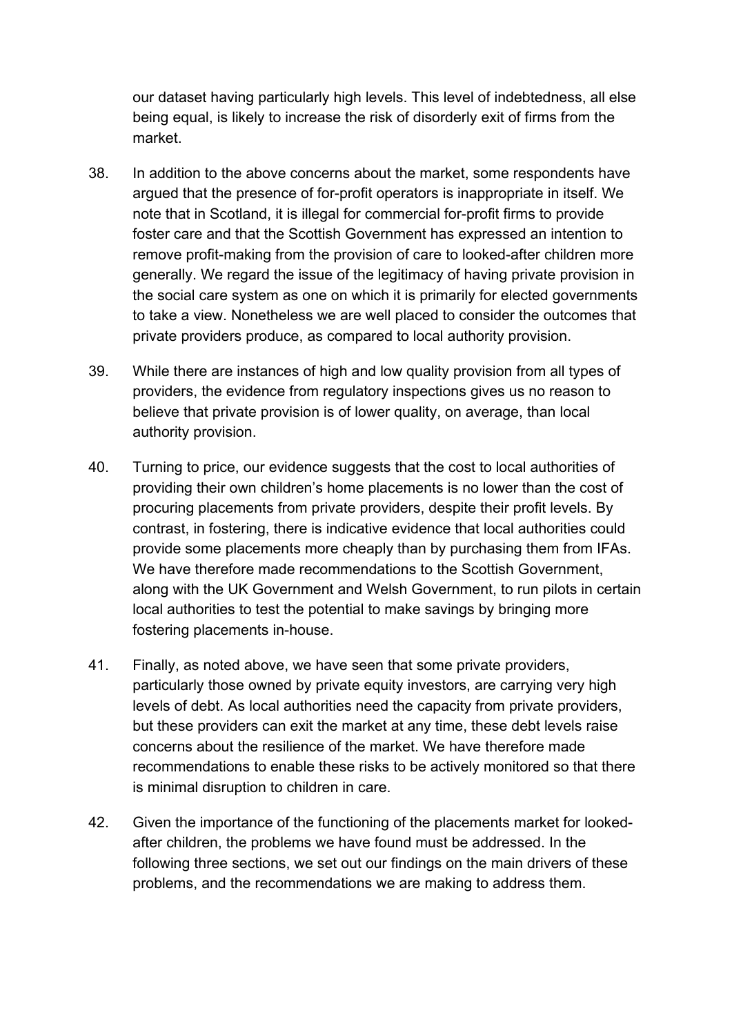our dataset having particularly high levels. This level of indebtedness, all else being equal, is likely to increase the risk of disorderly exit of firms from the market.

38. In addition to the above concerns about the market, some respondents have argued that the presence of for-profit operators is inappropriate in itself. We note that in Scotland, it is illegal for commercial for-profit firms to provide foster care and that the Scottish Government has expressed an intention to remove profit-making from the provision of care to looked-after children more generally. We regard the issue of the legitimacy of having private provision in the social care system as one on which it is primarily for elected governments to take a view. Nonetheless we are well placed to consider the outcomes that private providers produce, as compared to local authority provision.

39. While there are instances of high and low quality provision from all types of providers, the evidence from regulatory inspections gives us no reason to believe that private provision is of lower quality, on average, than local authority provision.

40. Turning to price, our evidence suggests that the cost to local authorities of providing their own children's home placements is no lower than the cost of procuring placements from private providers, despite their profit levels. By contrast, in fostering, there is indicative evidence that local authorities could provide some placements more cheaply than by purchasing them from IFAs. We have therefore made recommendations to the Scottish Government, along with the UK Government and Welsh Government, to run pilots in certain local authorities to test the potential to make savings by bringing more fostering placements in-house.

41. Finally, as noted above, we have seen that some private providers, particularly those owned by private equity investors, are carrying very high levels of debt. As local authorities need the capacity from private providers, but these providers can exit the market at any time, these debt levels raise concerns about the resilience of the market. We have therefore made recommendations to enable these risks to be actively monitored so that there is minimal disruption to children in care.

42. Given the importance of the functioning of the placements market for looked-after children, the problems we have found must be addressed. In the following three sections, we set out our findings on the main drivers of these problems, and the recommendations we are making to address them.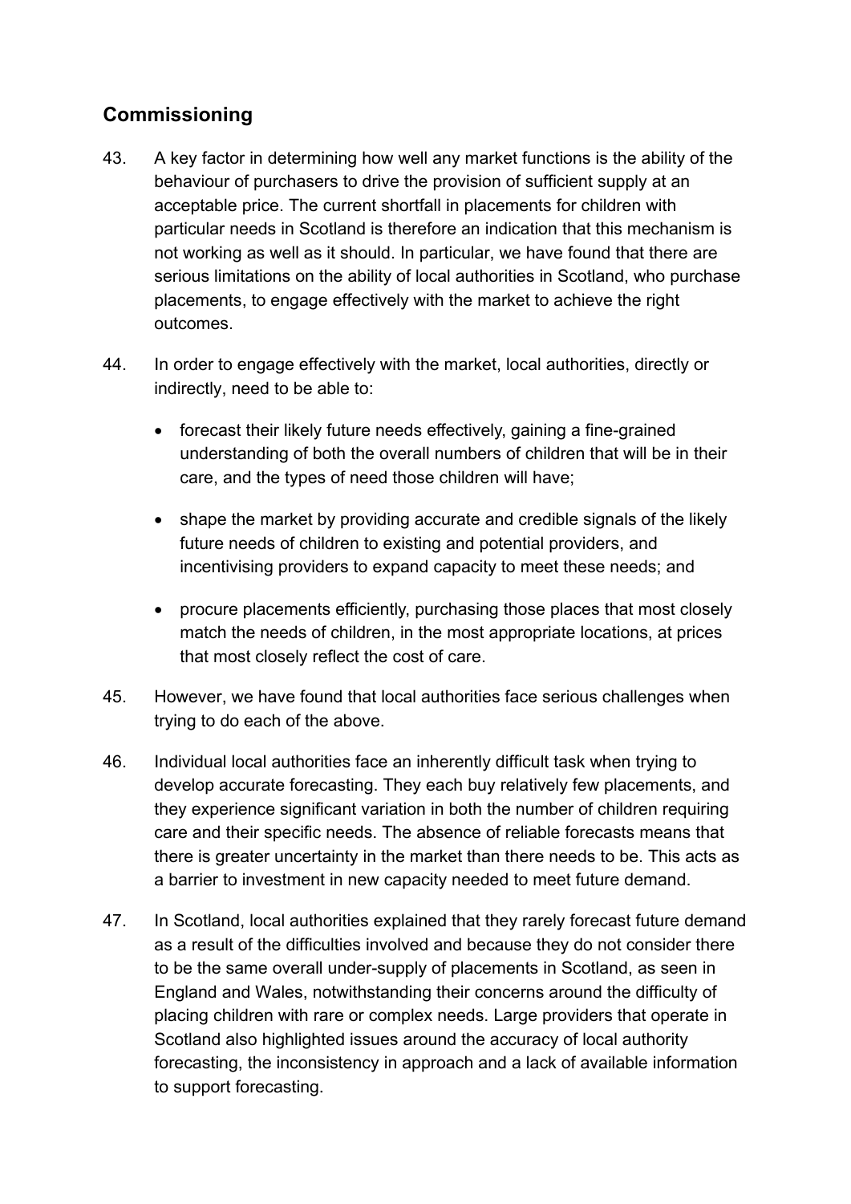## Commissioning

43. A key factor in determining how well any market functions is the ability of the behaviour of purchasers to drive the provision of sufficient supply at an acceptable price. The current shortfall in placements for children with particular needs in Scotland is therefore an indication that this mechanism is not working as well as it should. In particular, we have found that there are serious limitations on the ability of local authorities in Scotland, who purchase placements, to engage effectively with the market to achieve the right outcomes.

44. In order to engage effectively with the market, local authorities, directly or indirectly, need to be able to:

    - forecast their likely future needs effectively, gaining a fine-grained understanding of both the overall numbers of children that will be in their care, and the types of need those children will have;
    - shape the market by providing accurate and credible signals of the likely future needs of children to existing and potential providers, and incentivising providers to expand capacity to meet these needs; and
    - procure placements efficiently, purchasing those places that most closely match the needs of children, in the most appropriate locations, at prices that most closely reflect the cost of care.

45. However, we have found that local authorities face serious challenges when trying to do each of the above.

46. Individual local authorities face an inherently difficult task when trying to develop accurate forecasting. They each buy relatively few placements, and they experience significant variation in both the number of children requiring care and their specific needs. The absence of reliable forecasts means that there is greater uncertainty in the market than there needs to be. This acts as a barrier to investment in new capacity needed to meet future demand.

47. In Scotland, local authorities explained that they rarely forecast future demand as a result of the difficulties involved and because they do not consider there to be the same overall under-supply of placements in Scotland, as seen in England and Wales, notwithstanding their concerns around the difficulty of placing children with rare or complex needs. Large providers that operate in Scotland also highlighted issues around the accuracy of local authority forecasting, the inconsistency in approach and a lack of available information to support forecasting.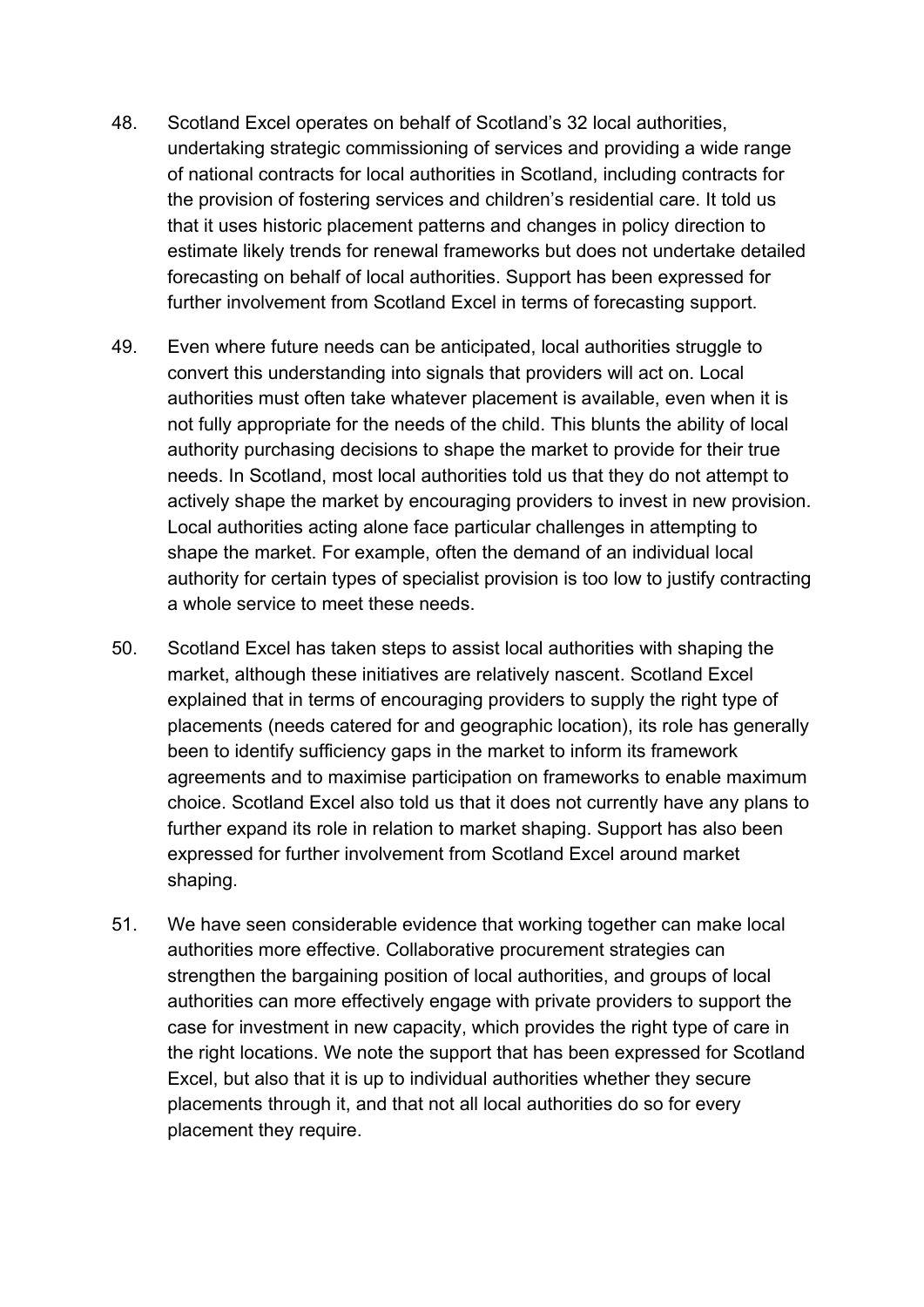48. Scotland Excel operates on behalf of Scotland's 32 local authorities, undertaking strategic commissioning of services and providing a wide range of national contracts for local authorities in Scotland, including contracts for the provision of fostering services and children's residential care. It told us that it uses historic placement patterns and changes in policy direction to estimate likely trends for renewal frameworks but does not undertake detailed forecasting on behalf of local authorities. Support has been expressed for further involvement from Scotland Excel in terms of forecasting support.

49. Even where future needs can be anticipated, local authorities struggle to convert this understanding into signals that providers will act on. Local authorities must often take whatever placement is available, even when it is not fully appropriate for the needs of the child. This blunts the ability of local authority purchasing decisions to shape the market to provide for their true needs. In Scotland, most local authorities told us that they do not attempt to actively shape the market by encouraging providers to invest in new provision. Local authorities acting alone face particular challenges in attempting to shape the market. For example, often the demand of an individual local authority for certain types of specialist provision is too low to justify contracting a whole service to meet these needs.

50. Scotland Excel has taken steps to assist local authorities with shaping the market, although these initiatives are relatively nascent. Scotland Excel explained that in terms of encouraging providers to supply the right type of placements (needs catered for and geographic location), its role has generally been to identify sufficiency gaps in the market to inform its framework agreements and to maximise participation on frameworks to enable maximum choice. Scotland Excel also told us that it does not currently have any plans to further expand its role in relation to market shaping. Support has also been expressed for further involvement from Scotland Excel around market shaping.

51. We have seen considerable evidence that working together can make local authorities more effective. Collaborative procurement strategies can strengthen the bargaining position of local authorities, and groups of local authorities can more effectively engage with private providers to support the case for investment in new capacity, which provides the right type of care in the right locations. We note the support that has been expressed for Scotland Excel, but also that it is up to individual authorities whether they secure placements through it, and that not all local authorities do so for every placement they require.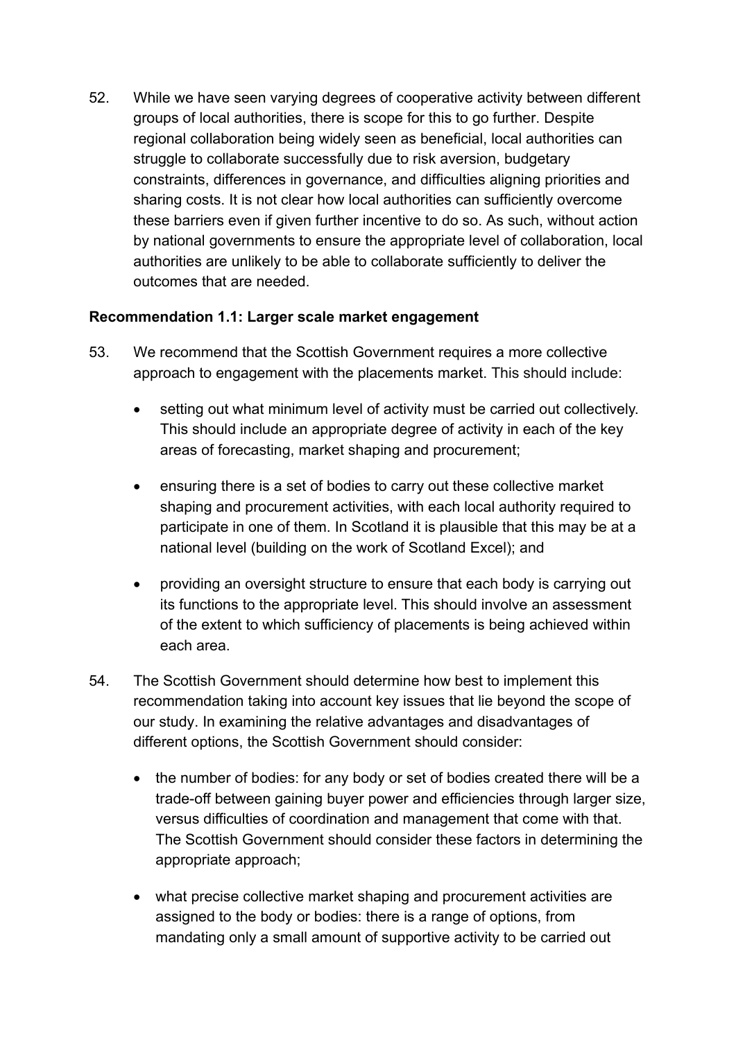52. While we have seen varying degrees of cooperative activity between different groups of local authorities, there is scope for this to go further. Despite regional collaboration being widely seen as beneficial, local authorities can struggle to collaborate successfully due to risk aversion, budgetary constraints, differences in governance, and difficulties aligning priorities and sharing costs. It is not clear how local authorities can sufficiently overcome these barriers even if given further incentive to do so. As such, without action by national governments to ensure the appropriate level of collaboration, local authorities are unlikely to be able to collaborate sufficiently to deliver the outcomes that are needed.

**Recommendation 1.1: Larger scale market engagement**

53. We recommend that the Scottish Government requires a more collective approach to engagement with the placements market. This should include:

- setting out what minimum level of activity must be carried out collectively. This should include an appropriate degree of activity in each of the key areas of forecasting, market shaping and procurement;
- ensuring there is a set of bodies to carry out these collective market shaping and procurement activities, with each local authority required to participate in one of them. In Scotland it is plausible that this may be at a national level (building on the work of Scotland Excel); and
- providing an oversight structure to ensure that each body is carrying out its functions to the appropriate level. This should involve an assessment of the extent to which sufficiency of placements is being achieved within each area.

54. The Scottish Government should determine how best to implement this recommendation taking into account key issues that lie beyond the scope of our study. In examining the relative advantages and disadvantages of different options, the Scottish Government should consider:

- the number of bodies: for any body or set of bodies created there will be a trade-off between gaining buyer power and efficiencies through larger size, versus difficulties of coordination and management that come with that. The Scottish Government should consider these factors in determining the appropriate approach;
- what precise collective market shaping and procurement activities are assigned to the body or bodies: there is a range of options, from mandating only a small amount of supportive activity to be carried out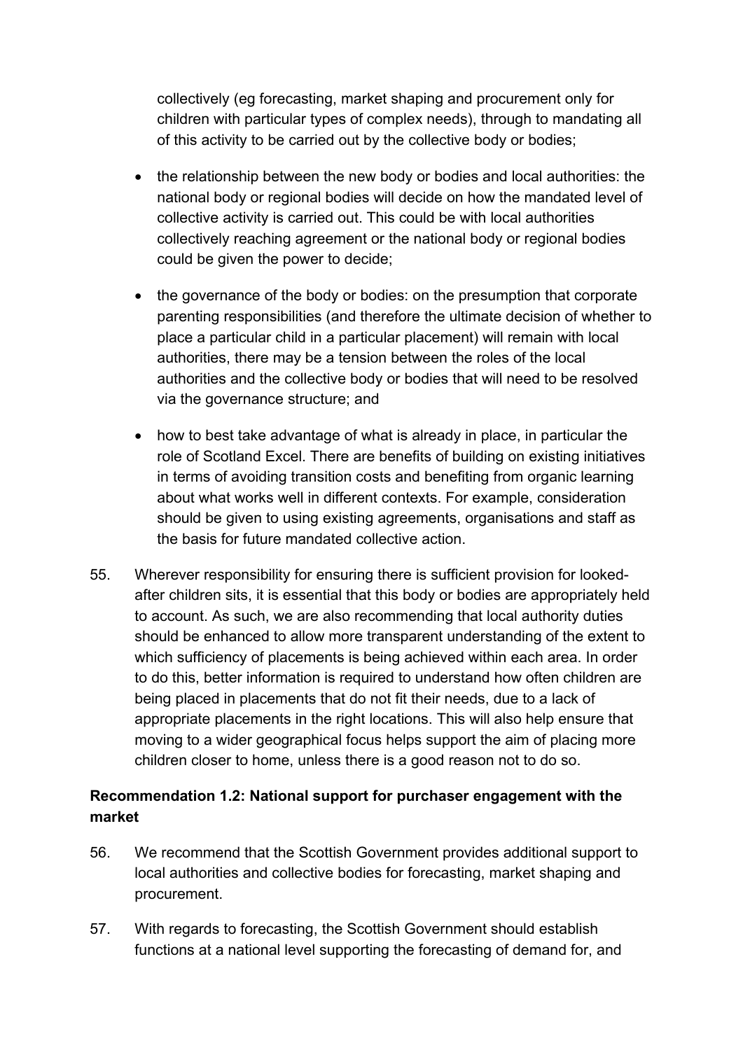collectively (eg forecasting, market shaping and procurement only for children with particular types of complex needs), through to mandating all of this activity to be carried out by the collective body or bodies;

- the relationship between the new body or bodies and local authorities: the national body or regional bodies will decide on how the mandated level of collective activity is carried out. This could be with local authorities collectively reaching agreement or the national body or regional bodies could be given the power to decide;

- the governance of the body or bodies: on the presumption that corporate parenting responsibilities (and therefore the ultimate decision of whether to place a particular child in a particular placement) will remain with local authorities, there may be a tension between the roles of the local authorities and the collective body or bodies that will need to be resolved via the governance structure; and

- how to best take advantage of what is already in place, in particular the role of Scotland Excel. There are benefits of building on existing initiatives in terms of avoiding transition costs and benefiting from organic learning about what works well in different contexts. For example, consideration should be given to using existing agreements, organisations and staff as the basis for future mandated collective action.

55. Wherever responsibility for ensuring there is sufficient provision for looked-after children sits, it is essential that this body or bodies are appropriately held to account. As such, we are also recommending that local authority duties should be enhanced to allow more transparent understanding of the extent to which sufficiency of placements is being achieved within each area. In order to do this, better information is required to understand how often children are being placed in placements that do not fit their needs, due to a lack of appropriate placements in the right locations. This will also help ensure that moving to a wider geographical focus helps support the aim of placing more children closer to home, unless there is a good reason not to do so.

**Recommendation 1.2: National support for purchaser engagement with the market**

56. We recommend that the Scottish Government provides additional support to local authorities and collective bodies for forecasting, market shaping and procurement.

57. With regards to forecasting, the Scottish Government should establish functions at a national level supporting the forecasting of demand for, and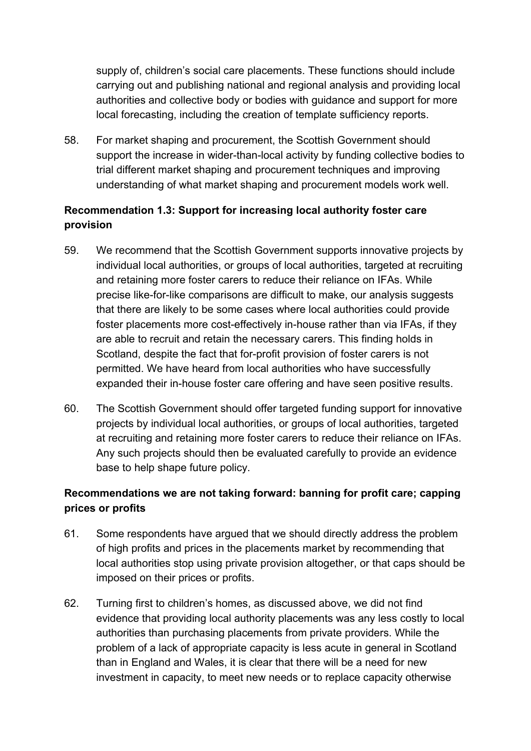supply of, children's social care placements. These functions should include carrying out and publishing national and regional analysis and providing local authorities and collective body or bodies with guidance and support for more local forecasting, including the creation of template sufficiency reports.

58. For market shaping and procurement, the Scottish Government should support the increase in wider-than-local activity by funding collective bodies to trial different market shaping and procurement techniques and improving understanding of what market shaping and procurement models work well.

**Recommendation 1.3: Support for increasing local authority foster care provision**

59. We recommend that the Scottish Government supports innovative projects by individual local authorities, or groups of local authorities, targeted at recruiting and retaining more foster carers to reduce their reliance on IFAs. While precise like-for-like comparisons are difficult to make, our analysis suggests that there are likely to be some cases where local authorities could provide foster placements more cost-effectively in-house rather than via IFAs, if they are able to recruit and retain the necessary carers. This finding holds in Scotland, despite the fact that for-profit provision of foster carers is not permitted. We have heard from local authorities who have successfully expanded their in-house foster care offering and have seen positive results.

60. The Scottish Government should offer targeted funding support for innovative projects by individual local authorities, or groups of local authorities, targeted at recruiting and retaining more foster carers to reduce their reliance on IFAs. Any such projects should then be evaluated carefully to provide an evidence base to help shape future policy.

**Recommendations we are not taking forward: banning for profit care; capping prices or profits**

61. Some respondents have argued that we should directly address the problem of high profits and prices in the placements market by recommending that local authorities stop using private provision altogether, or that caps should be imposed on their prices or profits.

62. Turning first to children's homes, as discussed above, we did not find evidence that providing local authority placements was any less costly to local authorities than purchasing placements from private providers. While the problem of a lack of appropriate capacity is less acute in general in Scotland than in England and Wales, it is clear that there will be a need for new investment in capacity, to meet new needs or to replace capacity otherwise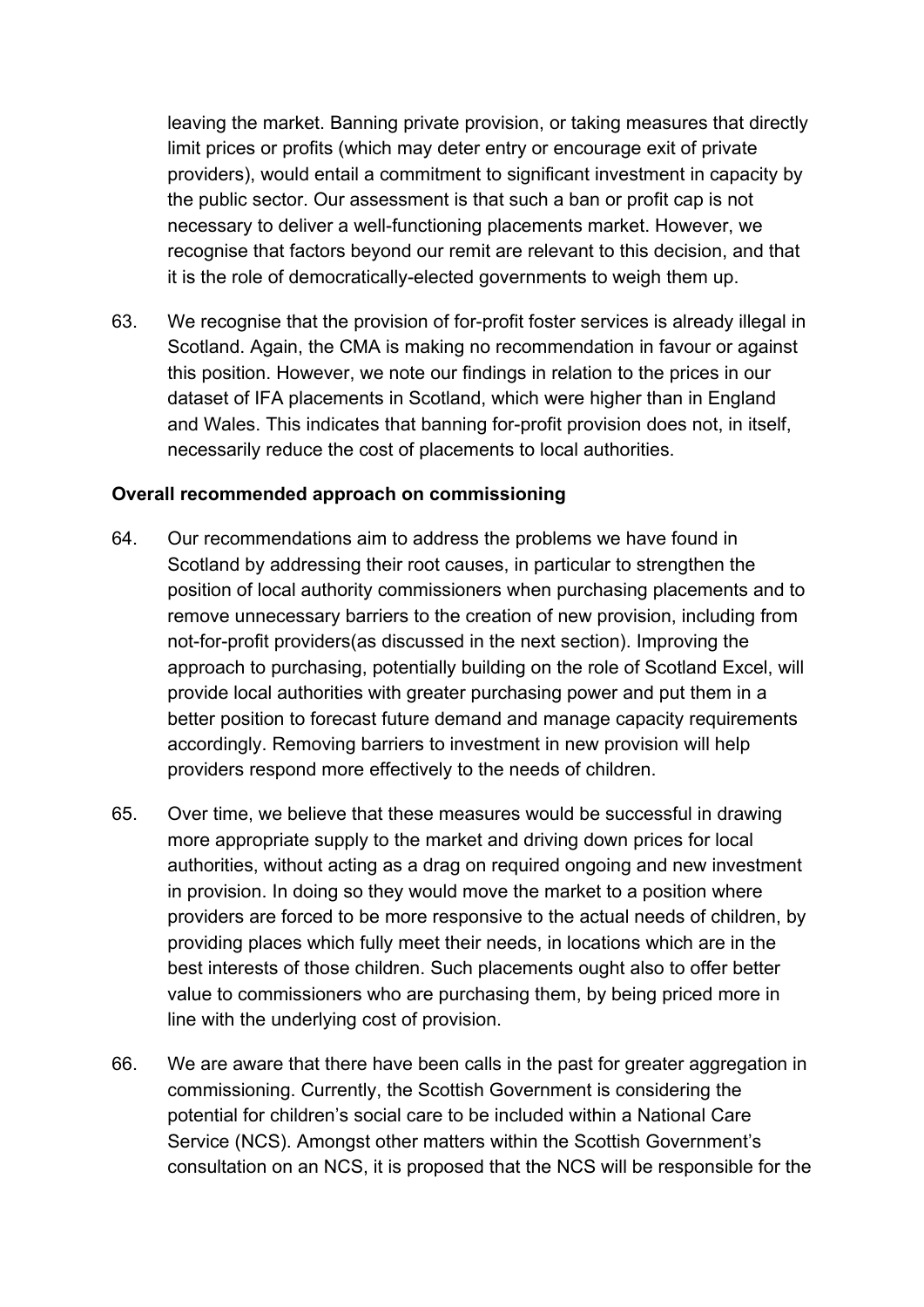leaving the market. Banning private provision, or taking measures that directly limit prices or profits (which may deter entry or encourage exit of private providers), would entail a commitment to significant investment in capacity by the public sector. Our assessment is that such a ban or profit cap is not necessary to deliver a well-functioning placements market. However, we recognise that factors beyond our remit are relevant to this decision, and that it is the role of democratically-elected governments to weigh them up.

63. We recognise that the provision of for-profit foster services is already illegal in Scotland. Again, the CMA is making no recommendation in favour or against this position. However, we note our findings in relation to the prices in our dataset of IFA placements in Scotland, which were higher than in England and Wales. This indicates that banning for-profit provision does not, in itself, necessarily reduce the cost of placements to local authorities.

**Overall recommended approach on commissioning**

64. Our recommendations aim to address the problems we have found in Scotland by addressing their root causes, in particular to strengthen the position of local authority commissioners when purchasing placements and to remove unnecessary barriers to the creation of new provision, including from not-for-profit providers(as discussed in the next section). Improving the approach to purchasing, potentially building on the role of Scotland Excel, will provide local authorities with greater purchasing power and put them in a better position to forecast future demand and manage capacity requirements accordingly. Removing barriers to investment in new provision will help providers respond more effectively to the needs of children.

65. Over time, we believe that these measures would be successful in drawing more appropriate supply to the market and driving down prices for local authorities, without acting as a drag on required ongoing and new investment in provision. In doing so they would move the market to a position where providers are forced to be more responsive to the actual needs of children, by providing places which fully meet their needs, in locations which are in the best interests of those children. Such placements ought also to offer better value to commissioners who are purchasing them, by being priced more in line with the underlying cost of provision.

66. We are aware that there have been calls in the past for greater aggregation in commissioning. Currently, the Scottish Government is considering the potential for children's social care to be included within a National Care Service (NCS). Amongst other matters within the Scottish Government's consultation on an NCS, it is proposed that the NCS will be responsible for the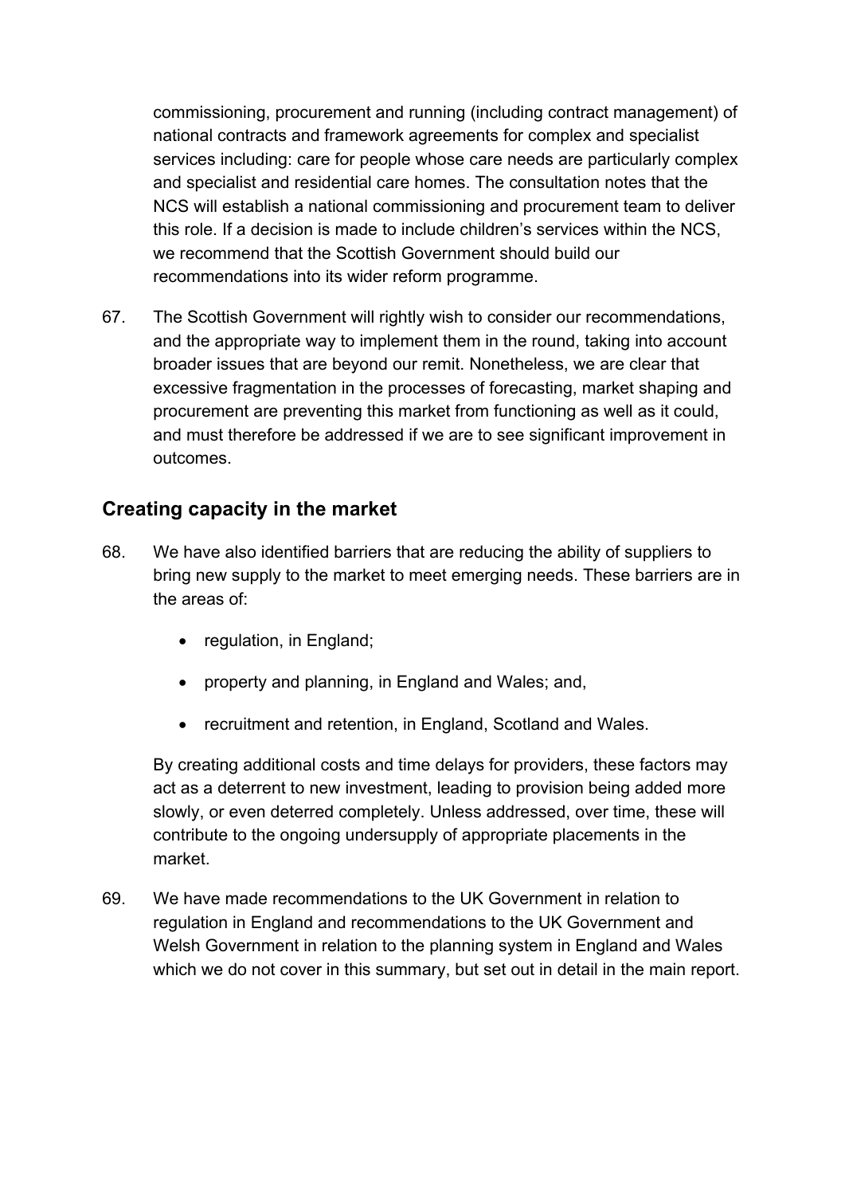commissioning, procurement and running (including contract management) of national contracts and framework agreements for complex and specialist services including: care for people whose care needs are particularly complex and specialist and residential care homes. The consultation notes that the NCS will establish a national commissioning and procurement team to deliver this role. If a decision is made to include children's services within the NCS, we recommend that the Scottish Government should build our recommendations into its wider reform programme.

67. The Scottish Government will rightly wish to consider our recommendations, and the appropriate way to implement them in the round, taking into account broader issues that are beyond our remit. Nonetheless, we are clear that excessive fragmentation in the processes of forecasting, market shaping and procurement are preventing this market from functioning as well as it could, and must therefore be addressed if we are to see significant improvement in outcomes.

## Creating capacity in the market

68. We have also identified barriers that are reducing the ability of suppliers to bring new supply to the market to meet emerging needs. These barriers are in the areas of:

    - regulation, in England;
    - property and planning, in England and Wales; and,
    - recruitment and retention, in England, Scotland and Wales.

    By creating additional costs and time delays for providers, these factors may act as a deterrent to new investment, leading to provision being added more slowly, or even deterred completely. Unless addressed, over time, these will contribute to the ongoing undersupply of appropriate placements in the market.

69. We have made recommendations to the UK Government in relation to regulation in England and recommendations to the UK Government and Welsh Government in relation to the planning system in England and Wales which we do not cover in this summary, but set out in detail in the main report.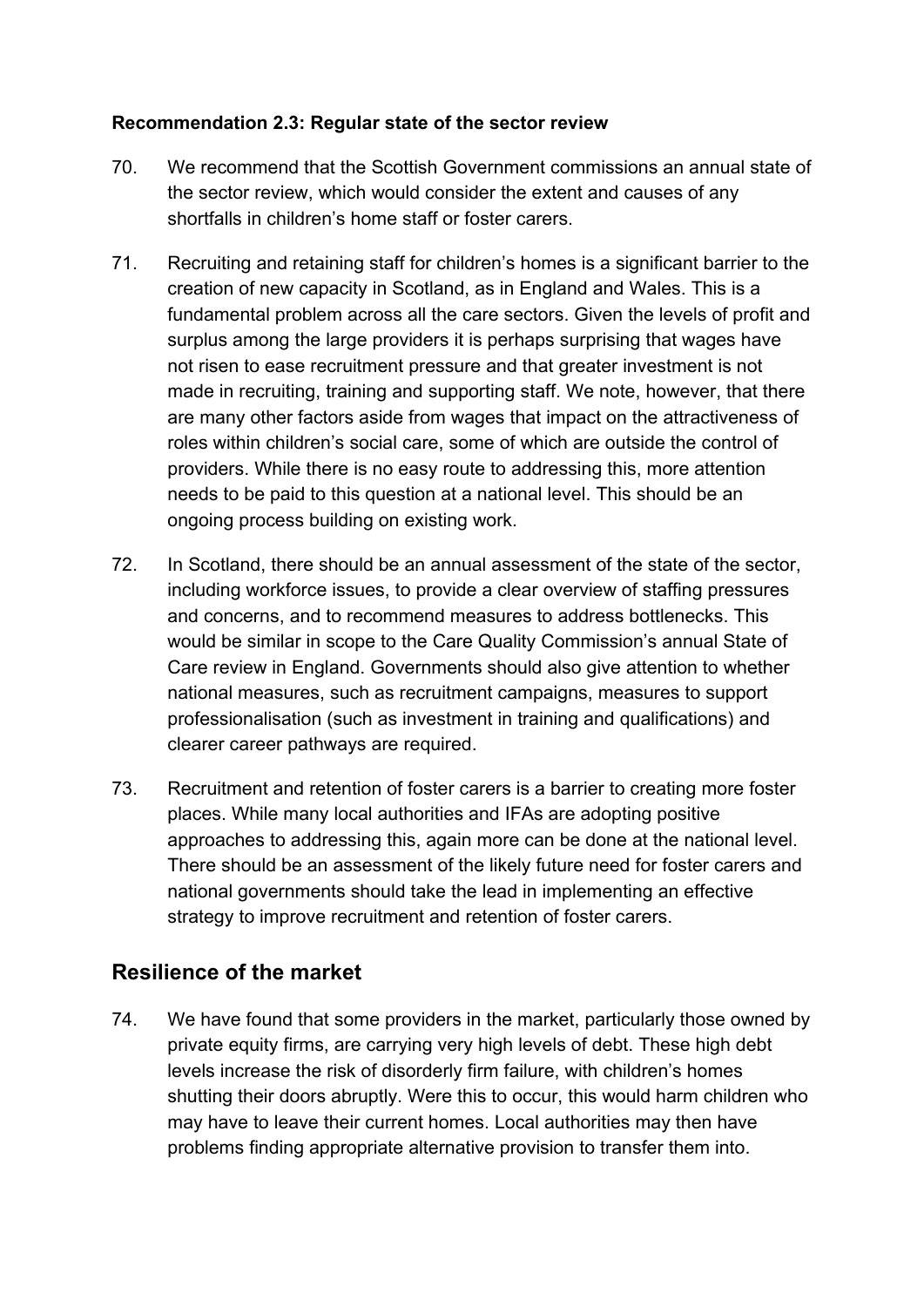**Recommendation 2.3: Regular state of the sector review**

70. We recommend that the Scottish Government commissions an annual state of the sector review, which would consider the extent and causes of any shortfalls in children's home staff or foster carers.

71. Recruiting and retaining staff for children's homes is a significant barrier to the creation of new capacity in Scotland, as in England and Wales. This is a fundamental problem across all the care sectors. Given the levels of profit and surplus among the large providers it is perhaps surprising that wages have not risen to ease recruitment pressure and that greater investment is not made in recruiting, training and supporting staff. We note, however, that there are many other factors aside from wages that impact on the attractiveness of roles within children's social care, some of which are outside the control of providers. While there is no easy route to addressing this, more attention needs to be paid to this question at a national level. This should be an ongoing process building on existing work.

72. In Scotland, there should be an annual assessment of the state of the sector, including workforce issues, to provide a clear overview of staffing pressures and concerns, and to recommend measures to address bottlenecks. This would be similar in scope to the Care Quality Commission's annual State of Care review in England. Governments should also give attention to whether national measures, such as recruitment campaigns, measures to support professionalisation (such as investment in training and qualifications) and clearer career pathways are required.

73. Recruitment and retention of foster carers is a barrier to creating more foster places. While many local authorities and IFAs are adopting positive approaches to addressing this, again more can be done at the national level. There should be an assessment of the likely future need for foster carers and national governments should take the lead in implementing an effective strategy to improve recruitment and retention of foster carers.

## Resilience of the market

74. We have found that some providers in the market, particularly those owned by private equity firms, are carrying very high levels of debt. These high debt levels increase the risk of disorderly firm failure, with children's homes shutting their doors abruptly. Were this to occur, this would harm children who may have to leave their current homes. Local authorities may then have problems finding appropriate alternative provision to transfer them into.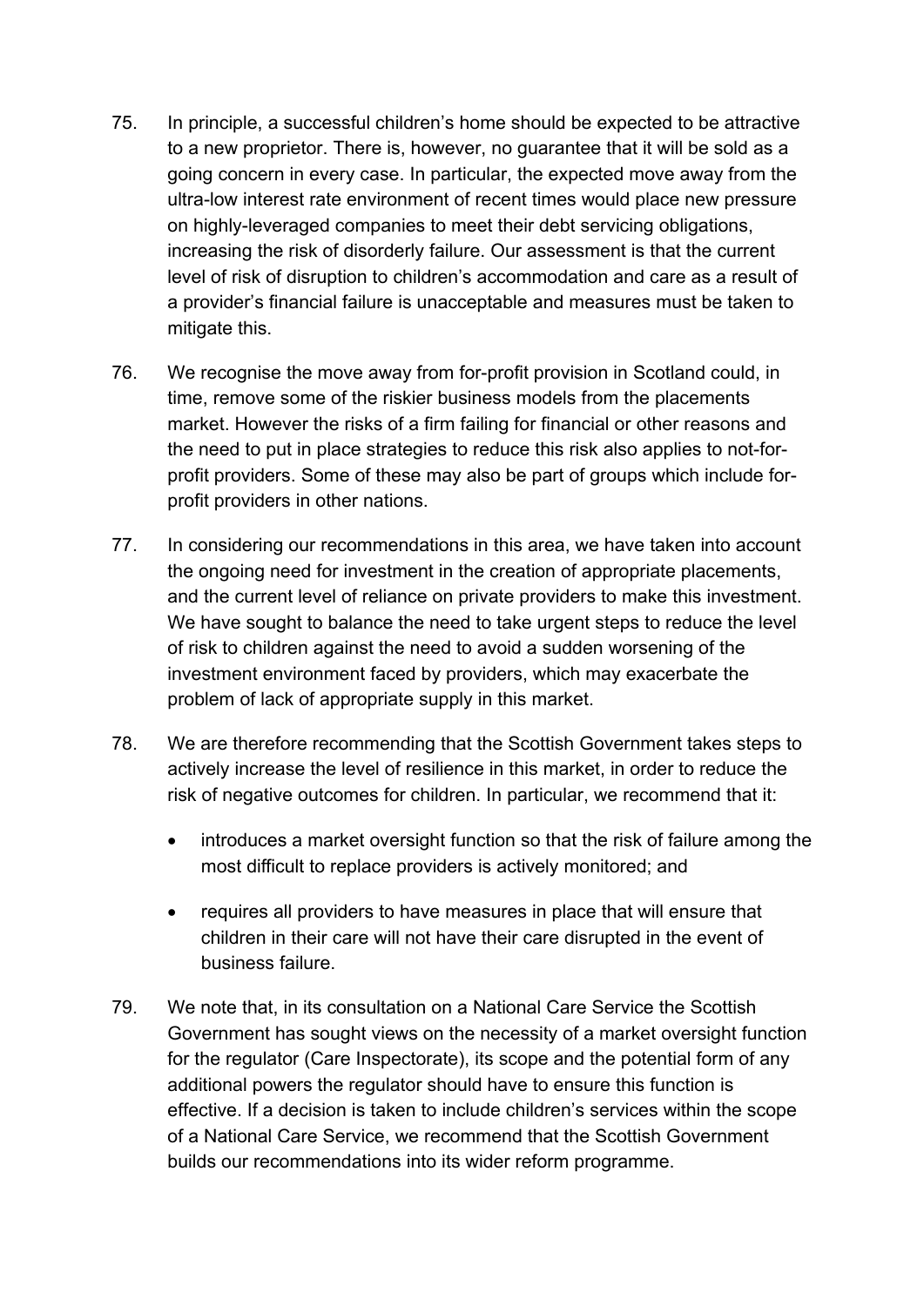75. In principle, a successful children's home should be expected to be attractive to a new proprietor. There is, however, no guarantee that it will be sold as a going concern in every case. In particular, the expected move away from the ultra-low interest rate environment of recent times would place new pressure on highly-leveraged companies to meet their debt servicing obligations, increasing the risk of disorderly failure. Our assessment is that the current level of risk of disruption to children's accommodation and care as a result of a provider's financial failure is unacceptable and measures must be taken to mitigate this.

76. We recognise the move away from for-profit provision in Scotland could, in time, remove some of the riskier business models from the placements market. However the risks of a firm failing for financial or other reasons and the need to put in place strategies to reduce this risk also applies to not-for-profit providers. Some of these may also be part of groups which include for-profit providers in other nations.

77. In considering our recommendations in this area, we have taken into account the ongoing need for investment in the creation of appropriate placements, and the current level of reliance on private providers to make this investment. We have sought to balance the need to take urgent steps to reduce the level of risk to children against the need to avoid a sudden worsening of the investment environment faced by providers, which may exacerbate the problem of lack of appropriate supply in this market.

78. We are therefore recommending that the Scottish Government takes steps to actively increase the level of resilience in this market, in order to reduce the risk of negative outcomes for children. In particular, we recommend that it:

   - introduces a market oversight function so that the risk of failure among the most difficult to replace providers is actively monitored; and
   - requires all providers to have measures in place that will ensure that children in their care will not have their care disrupted in the event of business failure.

79. We note that, in its consultation on a National Care Service the Scottish Government has sought views on the necessity of a market oversight function for the regulator (Care Inspectorate), its scope and the potential form of any additional powers the regulator should have to ensure this function is effective. If a decision is taken to include children's services within the scope of a National Care Service, we recommend that the Scottish Government builds our recommendations into its wider reform programme.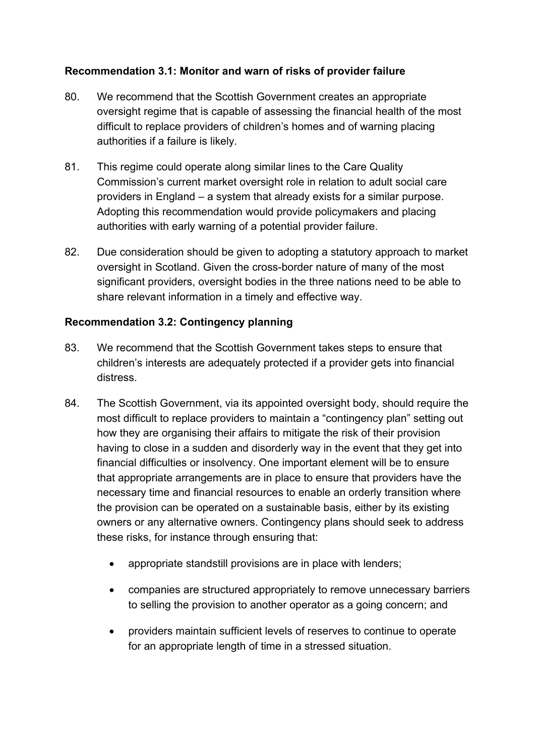**Recommendation 3.1: Monitor and warn of risks of provider failure**

80. We recommend that the Scottish Government creates an appropriate oversight regime that is capable of assessing the financial health of the most difficult to replace providers of children's homes and of warning placing authorities if a failure is likely.

81. This regime could operate along similar lines to the Care Quality Commission's current market oversight role in relation to adult social care providers in England – a system that already exists for a similar purpose. Adopting this recommendation would provide policymakers and placing authorities with early warning of a potential provider failure.

82. Due consideration should be given to adopting a statutory approach to market oversight in Scotland. Given the cross-border nature of many of the most significant providers, oversight bodies in the three nations need to be able to share relevant information in a timely and effective way.

**Recommendation 3.2: Contingency planning**

83. We recommend that the Scottish Government takes steps to ensure that children's interests are adequately protected if a provider gets into financial distress.

84. The Scottish Government, via its appointed oversight body, should require the most difficult to replace providers to maintain a "contingency plan" setting out how they are organising their affairs to mitigate the risk of their provision having to close in a sudden and disorderly way in the event that they get into financial difficulties or insolvency. One important element will be to ensure that appropriate arrangements are in place to ensure that providers have the necessary time and financial resources to enable an orderly transition where the provision can be operated on a sustainable basis, either by its existing owners or any alternative owners. Contingency plans should seek to address these risks, for instance through ensuring that:

- appropriate standstill provisions are in place with lenders;
- companies are structured appropriately to remove unnecessary barriers to selling the provision to another operator as a going concern; and
- providers maintain sufficient levels of reserves to continue to operate for an appropriate length of time in a stressed situation.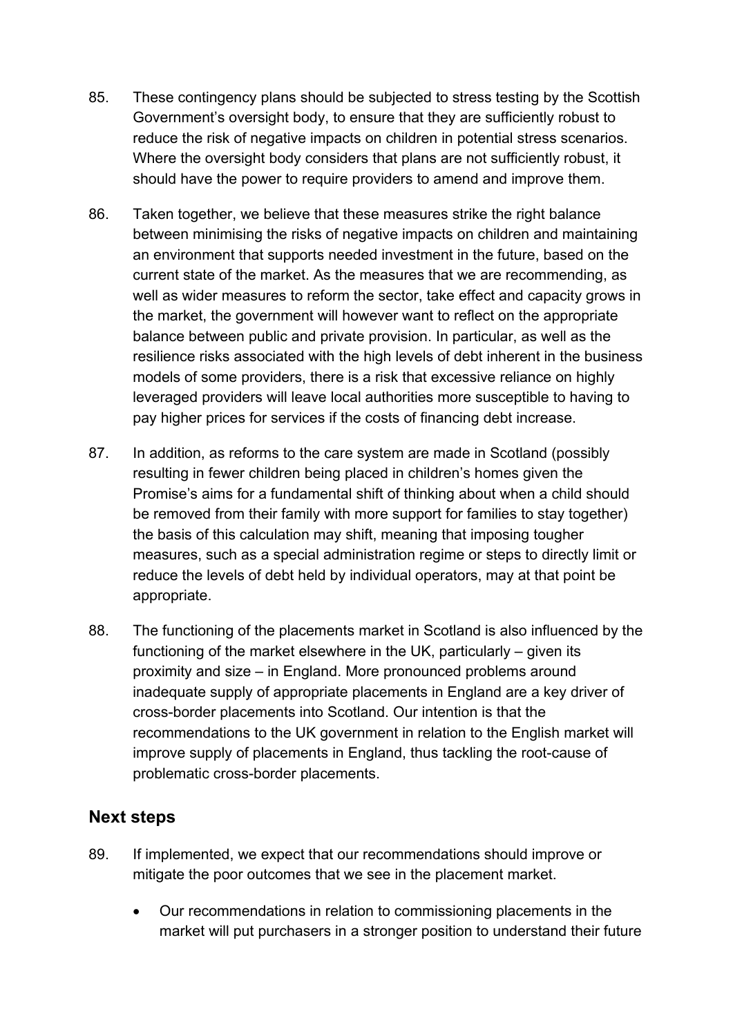85. These contingency plans should be subjected to stress testing by the Scottish Government's oversight body, to ensure that they are sufficiently robust to reduce the risk of negative impacts on children in potential stress scenarios. Where the oversight body considers that plans are not sufficiently robust, it should have the power to require providers to amend and improve them.

86. Taken together, we believe that these measures strike the right balance between minimising the risks of negative impacts on children and maintaining an environment that supports needed investment in the future, based on the current state of the market. As the measures that we are recommending, as well as wider measures to reform the sector, take effect and capacity grows in the market, the government will however want to reflect on the appropriate balance between public and private provision. In particular, as well as the resilience risks associated with the high levels of debt inherent in the business models of some providers, there is a risk that excessive reliance on highly leveraged providers will leave local authorities more susceptible to having to pay higher prices for services if the costs of financing debt increase.

87. In addition, as reforms to the care system are made in Scotland (possibly resulting in fewer children being placed in children's homes given the Promise's aims for a fundamental shift of thinking about when a child should be removed from their family with more support for families to stay together) the basis of this calculation may shift, meaning that imposing tougher measures, such as a special administration regime or steps to directly limit or reduce the levels of debt held by individual operators, may at that point be appropriate.

88. The functioning of the placements market in Scotland is also influenced by the functioning of the market elsewhere in the UK, particularly – given its proximity and size – in England. More pronounced problems around inadequate supply of appropriate placements in England are a key driver of cross-border placements into Scotland. Our intention is that the recommendations to the UK government in relation to the English market will improve supply of placements in England, thus tackling the root-cause of problematic cross-border placements.

## Next steps

89. If implemented, we expect that our recommendations should improve or mitigate the poor outcomes that we see in the placement market.

- Our recommendations in relation to commissioning placements in the market will put purchasers in a stronger position to understand their future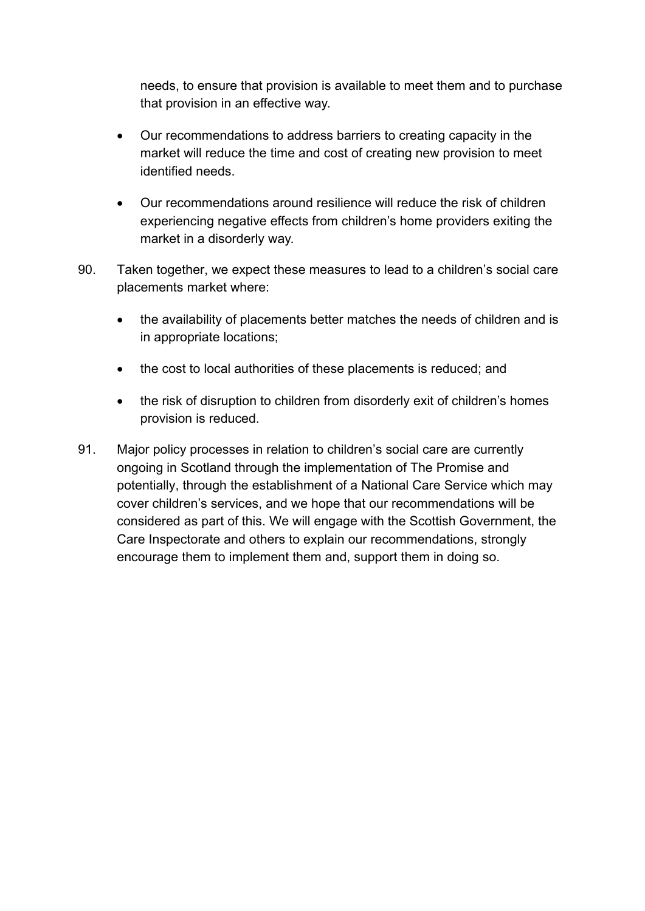needs, to ensure that provision is available to meet them and to purchase that provision in an effective way.

- Our recommendations to address barriers to creating capacity in the market will reduce the time and cost of creating new provision to meet identified needs.

- Our recommendations around resilience will reduce the risk of children experiencing negative effects from children's home providers exiting the market in a disorderly way.

90. Taken together, we expect these measures to lead to a children's social care placements market where:

    - the availability of placements better matches the needs of children and is in appropriate locations;

    - the cost to local authorities of these placements is reduced; and

    - the risk of disruption to children from disorderly exit of children's homes provision is reduced.

91. Major policy processes in relation to children's social care are currently ongoing in Scotland through the implementation of The Promise and potentially, through the establishment of a National Care Service which may cover children's services, and we hope that our recommendations will be considered as part of this. We will engage with the Scottish Government, the Care Inspectorate and others to explain our recommendations, strongly encourage them to implement them and, support them in doing so.